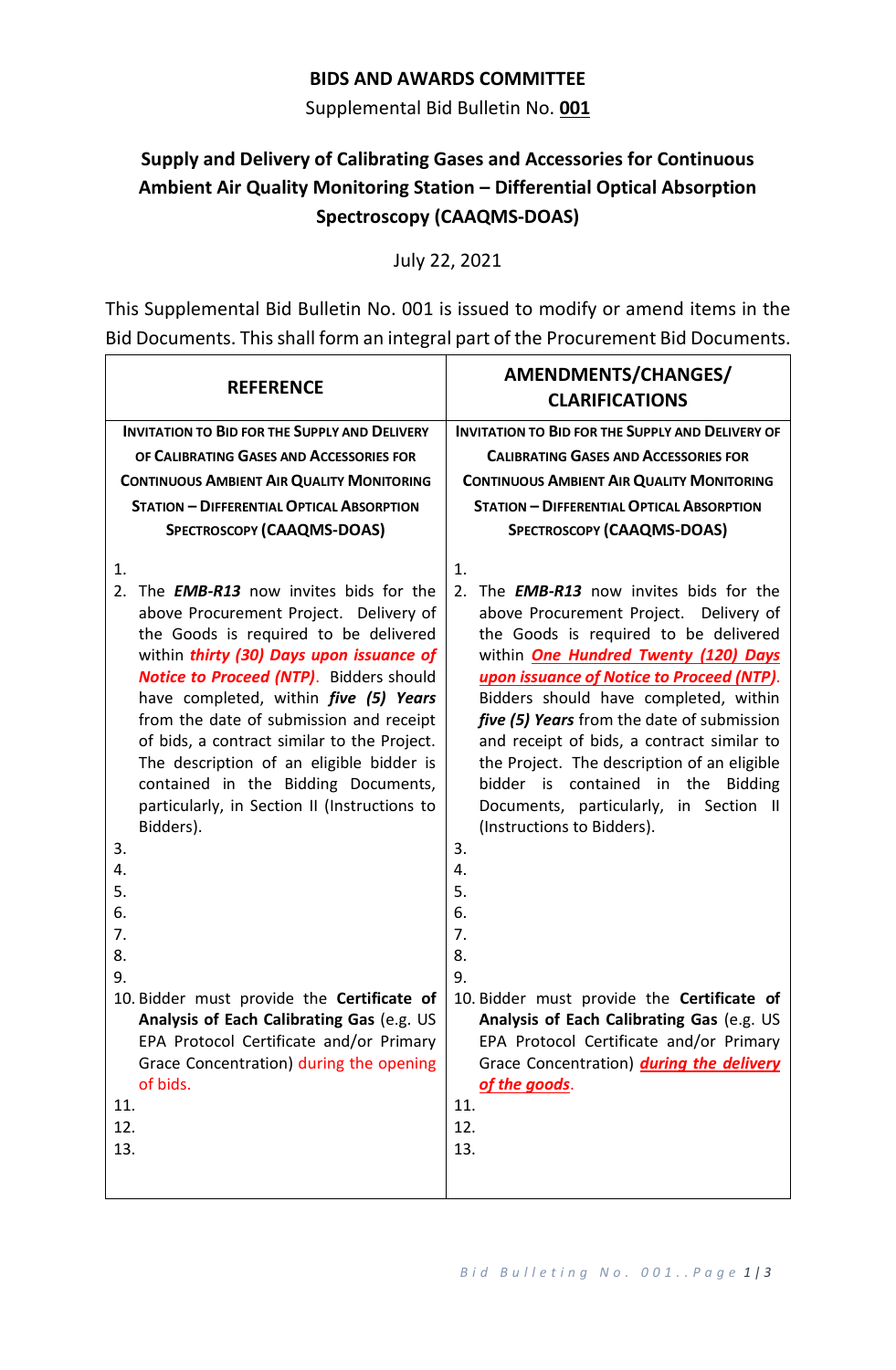**BIDS AND AWARDS COMMITTEE**

Supplemental Bid Bulletin No. **001**

**Supply and Delivery of Calibrating Gases and Accessories for Continuous Ambient Air Quality Monitoring Station – Differential Optical Absorption Spectroscopy (CAAQMS-DOAS)**

July 22, 2021

This Supplemental Bid Bulletin No. 001 is issued to modify or amend items in the Bid Documents. This shall form an integral part of the Procurement Bid Documents.

| REFERENCE | AMENDMENTS/CHANGES/ CLARIFICATIONS |
|---|---|
| **INVITATION TO BID FOR THE SUPPLY AND DELIVERY OF CALIBRATING GASES AND ACCESSORIES FOR CONTINUOUS AMBIENT AIR QUALITY MONITORING STATION – DIFFERENTIAL OPTICAL ABSORPTION SPECTROSCOPY (CAAQMS-DOAS)** | **INVITATION TO BID FOR THE SUPPLY AND DELIVERY OF CALIBRATING GASES AND ACCESSORIES FOR CONTINUOUS AMBIENT AIR QUALITY MONITORING STATION – DIFFERENTIAL OPTICAL ABSORPTION SPECTROSCOPY (CAAQMS-DOAS)** |
| 1.<br>2. The ***EMB-R13*** now invites bids for the above Procurement Project. Delivery of the Goods is required to be delivered within ***thirty (30) Days upon issuance of Notice to Proceed (NTP)***. Bidders should have completed, within ***five (5) Years*** from the date of submission and receipt of bids, a contract similar to the Project. The description of an eligible bidder is contained in the Bidding Documents, particularly, in Section II (Instructions to Bidders).<br>3.<br>4.<br>5.<br>6.<br>7.<br>8.<br>9.<br>10. Bidder must provide the **Certificate of Analysis of Each Calibrating Gas** (e.g. US EPA Protocol Certificate and/or Primary Grace Concentration) during the opening of bids.<br>11.<br>12.<br>13. | 1.<br>2. The ***EMB-R13*** now invites bids for the above Procurement Project. Delivery of the Goods is required to be delivered within ***One Hundred Twenty (120) Days upon issuance of Notice to Proceed (NTP)***. Bidders should have completed, within ***five (5) Years*** from the date of submission and receipt of bids, a contract similar to the Project. The description of an eligible bidder is contained in the Bidding Documents, particularly, in Section II (Instructions to Bidders).<br>3.<br>4.<br>5.<br>6.<br>7.<br>8.<br>9.<br>10. Bidder must provide the **Certificate of Analysis of Each Calibrating Gas** (e.g. US EPA Protocol Certificate and/or Primary Grace Concentration) ***during the delivery of the goods***.<br>11.<br>12.<br>13. |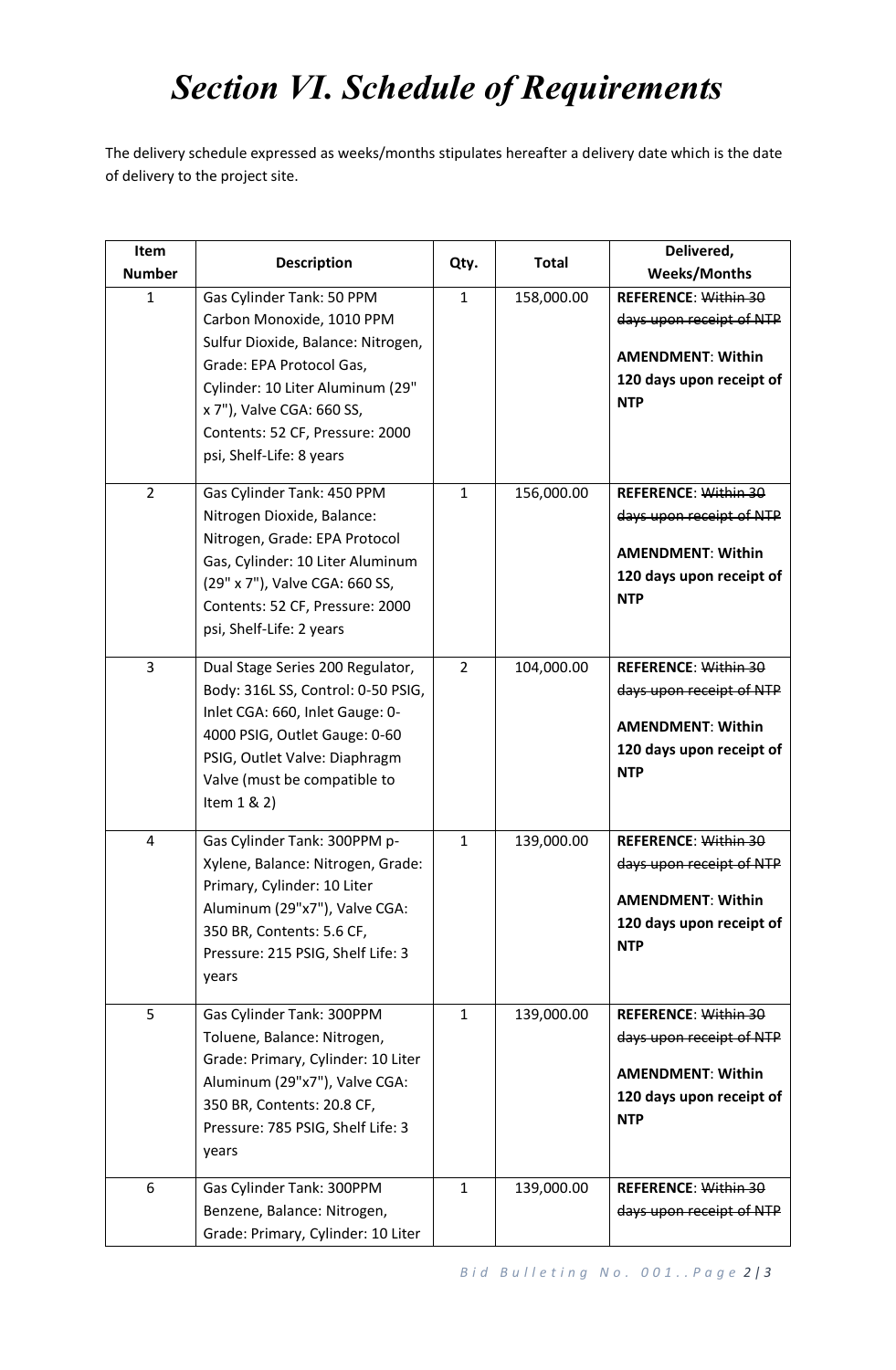# *Section VI. Schedule of Requirements*

The delivery schedule expressed as weeks/months stipulates hereafter a delivery date which is the date of delivery to the project site.

| Item Number | Description | Qty. | Total | Delivered, Weeks/Months |
|---|---|---|---|---|
| 1 | Gas Cylinder Tank: 50 PPM Carbon Monoxide, 1010 PPM Sulfur Dioxide, Balance: Nitrogen, Grade: EPA Protocol Gas, Cylinder: 10 Liter Aluminum (29" x 7"), Valve CGA: 660 SS, Contents: 52 CF, Pressure: 2000 psi, Shelf-Life: 8 years | 1 | 158,000.00 | **REFERENCE**: ~~Within 30 days upon receipt of NTP~~ **AMENDMENT**: **Within 120 days upon receipt of NTP** |
| 2 | Gas Cylinder Tank: 450 PPM Nitrogen Dioxide, Balance: Nitrogen, Grade: EPA Protocol Gas, Cylinder: 10 Liter Aluminum (29" x 7"), Valve CGA: 660 SS, Contents: 52 CF, Pressure: 2000 psi, Shelf-Life: 2 years | 1 | 156,000.00 | **REFERENCE**: ~~Within 30 days upon receipt of NTP~~ **AMENDMENT**: **Within 120 days upon receipt of NTP** |
| 3 | Dual Stage Series 200 Regulator, Body: 316L SS, Control: 0-50 PSIG, Inlet CGA: 660, Inlet Gauge: 0-4000 PSIG, Outlet Gauge: 0-60 PSIG, Outlet Valve: Diaphragm Valve (must be compatible to Item 1 & 2) | 2 | 104,000.00 | **REFERENCE**: ~~Within 30 days upon receipt of NTP~~ **AMENDMENT**: **Within 120 days upon receipt of NTP** |
| 4 | Gas Cylinder Tank: 300PPM p-Xylene, Balance: Nitrogen, Grade: Primary, Cylinder: 10 Liter Aluminum (29"x7"), Valve CGA: 350 BR, Contents: 5.6 CF, Pressure: 215 PSIG, Shelf Life: 3 years | 1 | 139,000.00 | **REFERENCE**: ~~Within 30 days upon receipt of NTP~~ **AMENDMENT**: **Within 120 days upon receipt of NTP** |
| 5 | Gas Cylinder Tank: 300PPM Toluene, Balance: Nitrogen, Grade: Primary, Cylinder: 10 Liter Aluminum (29"x7"), Valve CGA: 350 BR, Contents: 20.8 CF, Pressure: 785 PSIG, Shelf Life: 3 years | 1 | 139,000.00 | **REFERENCE**: ~~Within 30 days upon receipt of NTP~~ **AMENDMENT**: **Within 120 days upon receipt of NTP** |
| 6 | Gas Cylinder Tank: 300PPM Benzene, Balance: Nitrogen, Grade: Primary, Cylinder: 10 Liter | 1 | 139,000.00 | **REFERENCE**: ~~Within 30 days upon receipt of NTP~~ |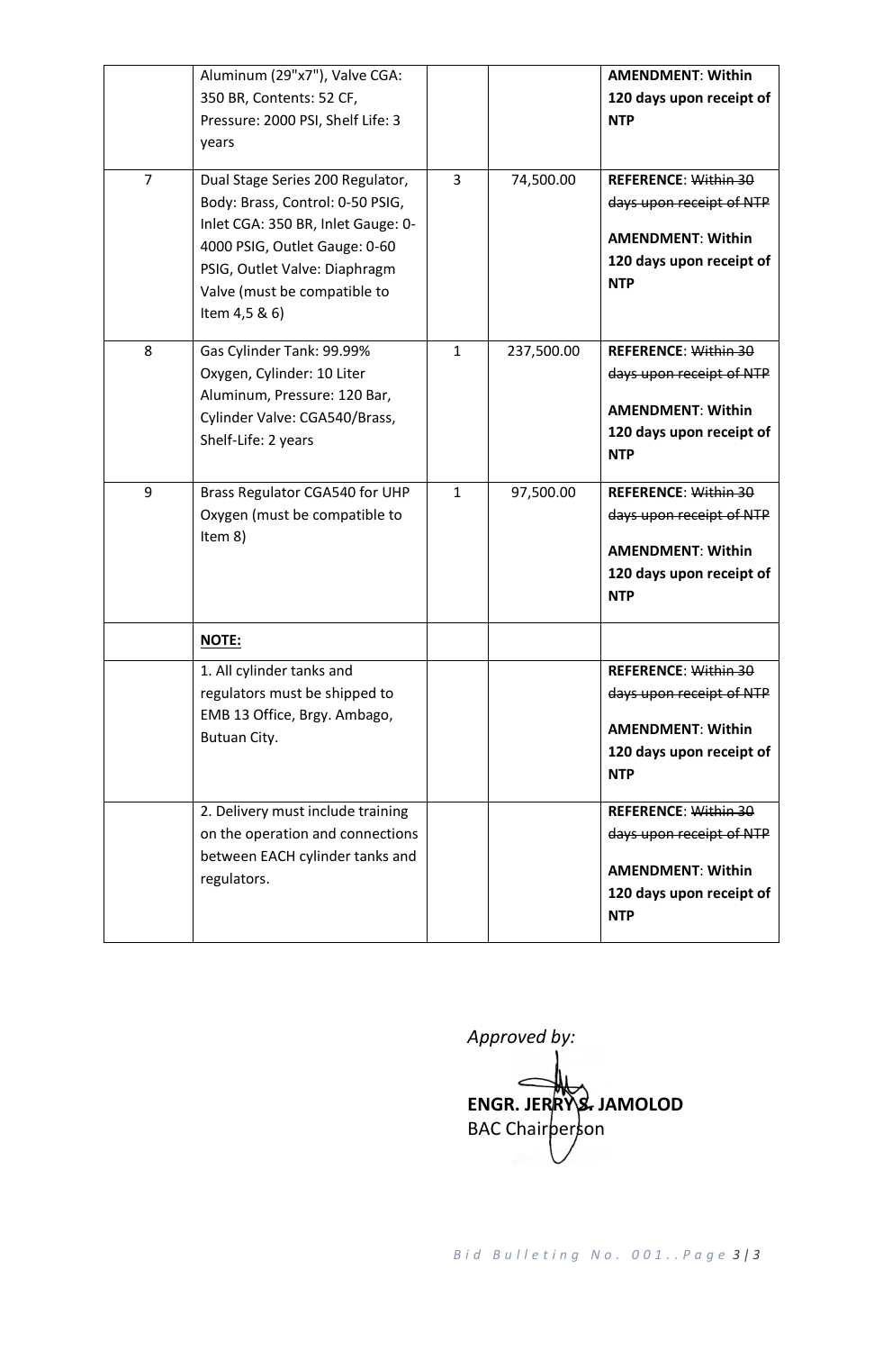| | | | | |
|---|---|---|---|---|
| | Aluminum (29"x7"), Valve CGA: 350 BR, Contents: 52 CF, Pressure: 2000 PSI, Shelf Life: 3 years | | | **AMENDMENT**: **Within 120 days upon receipt of NTP** |
| 7 | Dual Stage Series 200 Regulator, Body: Brass, Control: 0-50 PSIG, Inlet CGA: 350 BR, Inlet Gauge: 0-4000 PSIG, Outlet Gauge: 0-60 PSIG, Outlet Valve: Diaphragm Valve (must be compatible to Item 4,5 & 6) | 3 | 74,500.00 | **REFERENCE**: ~~Within 30 days upon receipt of NTP~~ **AMENDMENT**: **Within 120 days upon receipt of NTP** |
| 8 | Gas Cylinder Tank: 99.99% Oxygen, Cylinder: 10 Liter Aluminum, Pressure: 120 Bar, Cylinder Valve: CGA540/Brass, Shelf-Life: 2 years | 1 | 237,500.00 | **REFERENCE**: ~~Within 30 days upon receipt of NTP~~ **AMENDMENT**: **Within 120 days upon receipt of NTP** |
| 9 | Brass Regulator CGA540 for UHP Oxygen (must be compatible to Item 8) | 1 | 97,500.00 | **REFERENCE**: ~~Within 30 days upon receipt of NTP~~ **AMENDMENT**: **Within 120 days upon receipt of NTP** |
| | **NOTE:** | | | |
| | 1. All cylinder tanks and regulators must be shipped to EMB 13 Office, Brgy. Ambago, Butuan City. | | | **REFERENCE**: ~~Within 30 days upon receipt of NTP~~ **AMENDMENT**: **Within 120 days upon receipt of NTP** |
| | 2. Delivery must include training on the operation and connections between EACH cylinder tanks and regulators. | | | **REFERENCE**: ~~Within 30 days upon receipt of NTP~~ **AMENDMENT**: **Within 120 days upon receipt of NTP** |

*Approved by:*

**ENGR. JERRY S. JAMOLOD**
BAC Chairperson